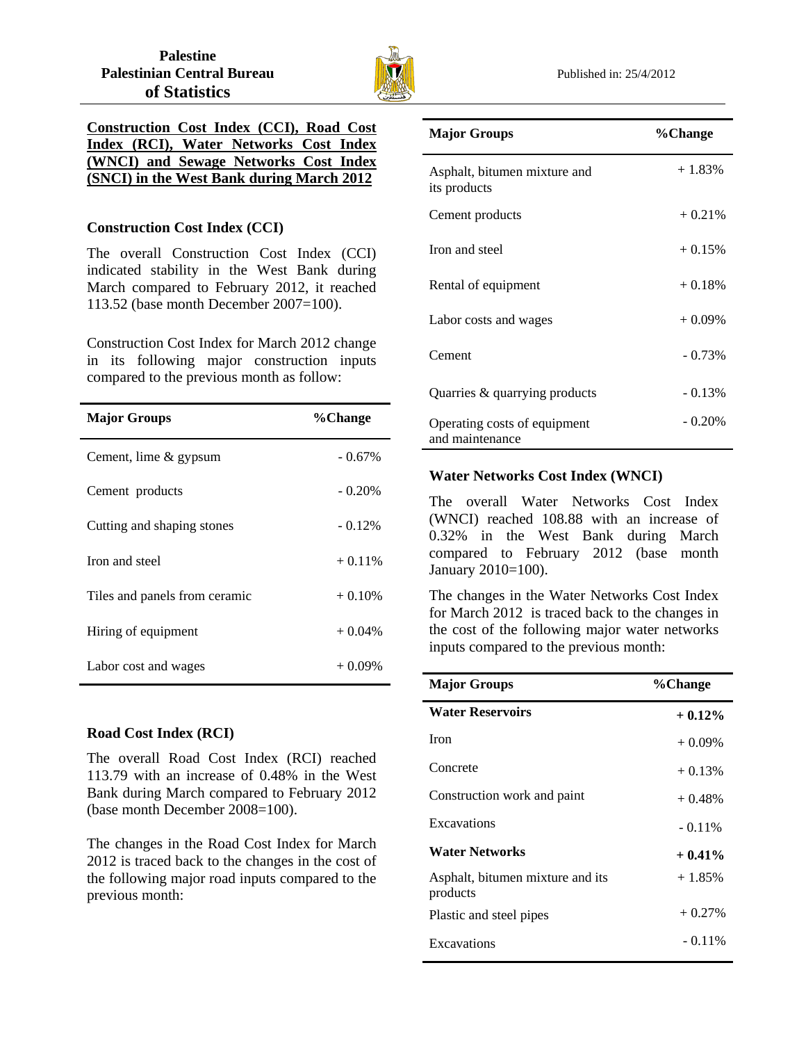**Palestine**
**Palestinian Central Bureau of Statistics**

Published in: 25/4/2012

## Construction Cost Index (CCI), Road Cost Index (RCI), Water Networks Cost Index (WNCI) and Sewage Networks Cost Index (SNCI) in the West Bank during March 2012

### Construction Cost Index (CCI)

The overall Construction Cost Index (CCI) indicated stability in the West Bank during March compared to February 2012, it reached 113.52 (base month December 2007=100).

Construction Cost Index for March 2012 change in its following major construction inputs compared to the previous month as follow:

| Major Groups | %Change |
|---|---|
| Cement, lime & gypsum | - 0.67% |
| Cement products | - 0.20% |
| Cutting and shaping stones | - 0.12% |
| Iron and steel | + 0.11% |
| Tiles and panels from ceramic | + 0.10% |
| Hiring of equipment | + 0.04% |
| Labor cost and wages | + 0.09% |

### Road Cost Index (RCI)

The overall Road Cost Index (RCI) reached 113.79 with an increase of 0.48% in the West Bank during March compared to February 2012 (base month December 2008=100).

The changes in the Road Cost Index for March 2012 is traced back to the changes in the cost of the following major road inputs compared to the previous month:

| Major Groups | %Change |
|---|---|
| Asphalt, bitumen mixture and its products | + 1.83% |
| Cement products | + 0.21% |
| Iron and steel | + 0.15% |
| Rental of equipment | + 0.18% |
| Labor costs and wages | + 0.09% |
| Cement | - 0.73% |
| Quarries & quarrying products | - 0.13% |
| Operating costs of equipment and maintenance | - 0.20% |

### Water Networks Cost Index (WNCI)

The overall Water Networks Cost Index (WNCI) reached 108.88 with an increase of 0.32% in the West Bank during March compared to February 2012 (base month January 2010=100).

The changes in the Water Networks Cost Index for March 2012 is traced back to the changes in the cost of the following major water networks inputs compared to the previous month:

| Major Groups | %Change |
|---|---|
| **Water Reservoirs** | **+ 0.12%** |
| Iron | + 0.09% |
| Concrete | + 0.13% |
| Construction work and paint | + 0.48% |
| Excavations | - 0.11% |
| **Water Networks** | **+ 0.41%** |
| Asphalt, bitumen mixture and its products | + 1.85% |
| Plastic and steel pipes | + 0.27% |
| Excavations | - 0.11% |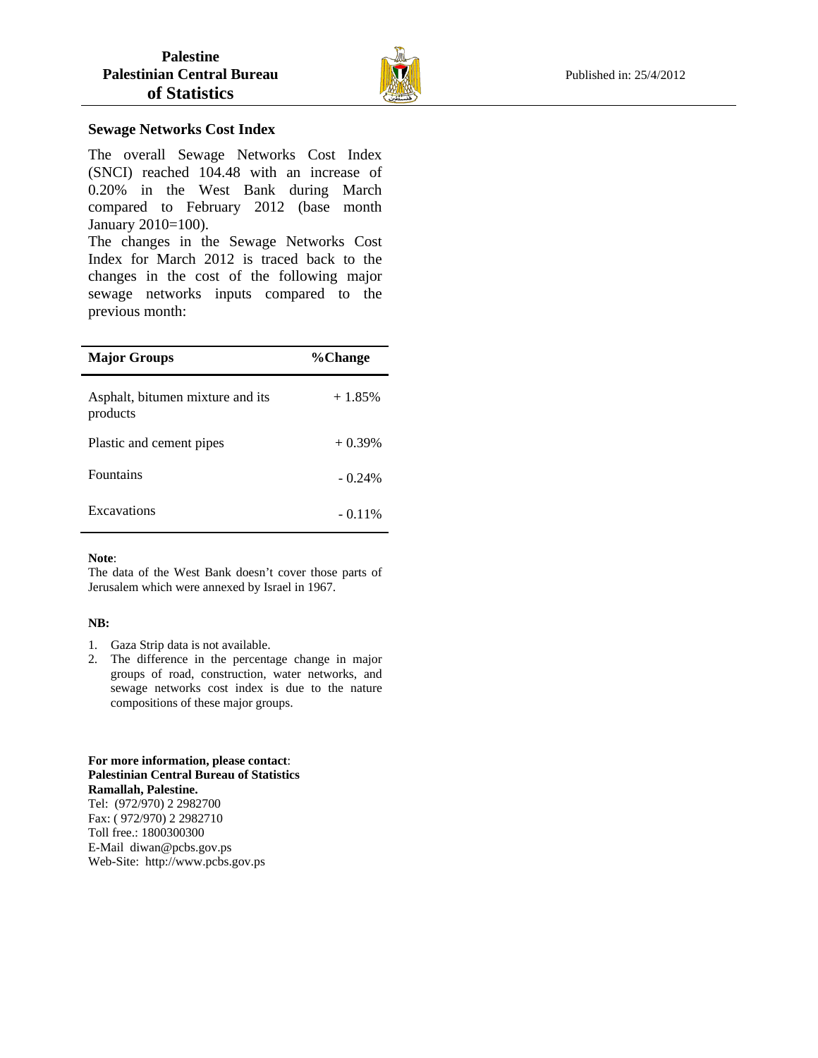**Palestine**
**Palestinian Central Bureau**
**of Statistics**

Published in: 25/4/2012

## Sewage Networks Cost Index

The overall Sewage Networks Cost Index (SNCI) reached 104.48 with an increase of 0.20% in the West Bank during March compared to February 2012 (base month January 2010=100).

The changes in the Sewage Networks Cost Index for March 2012 is traced back to the changes in the cost of the following major sewage networks inputs compared to the previous month:

| Major Groups | %Change |
|---|---|
| Asphalt, bitumen mixture and its products | + 1.85% |
| Plastic and cement pipes | + 0.39% |
| Fountains | - 0.24% |
| Excavations | - 0.11% |

**Note**:
The data of the West Bank doesn't cover those parts of Jerusalem which were annexed by Israel in 1967.

**NB:**

1. Gaza Strip data is not available.
2. The difference in the percentage change in major groups of road, construction, water networks, and sewage networks cost index is due to the nature compositions of these major groups.

**For more information, please contact**:
**Palestinian Central Bureau of Statistics**
**Ramallah, Palestine.**
Tel: (972/970) 2 2982700
Fax: ( 972/970) 2 2982710
Toll free.: 1800300300
E-Mail diwan@pcbs.gov.ps
Web-Site: http://www.pcbs.gov.ps